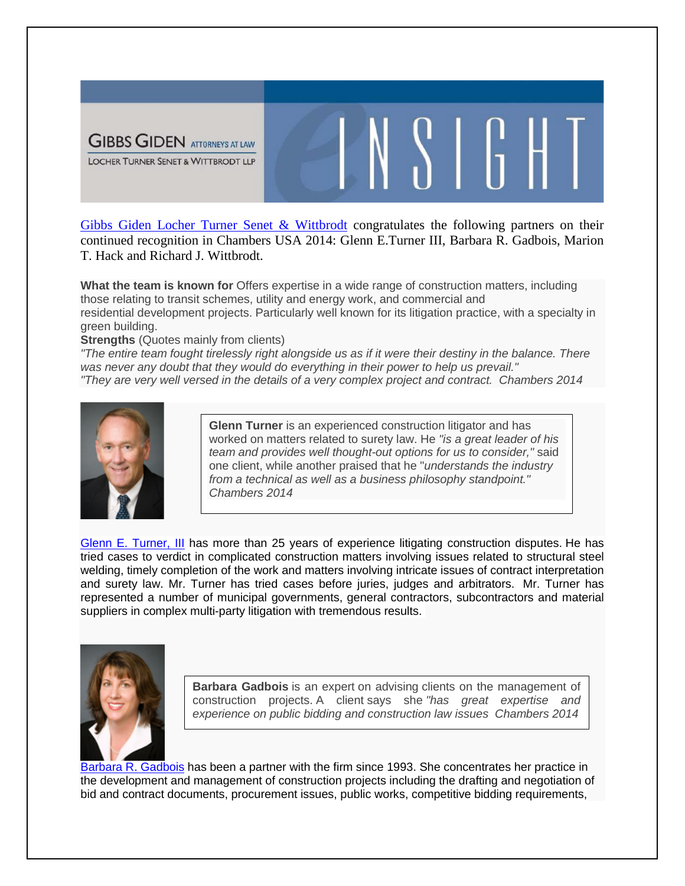GIBBS GIDEN ATTORNEYS AT LAW
LOCHER TURNER SENET & WITTBRODT LLP

# eINSIGHT

Gibbs Giden Locher Turner Senet & Wittbrodt congratulates the following partners on their continued recognition in Chambers USA 2014: Glenn E.Turner III, Barbara R. Gadbois, Marion T. Hack and Richard J. Wittbrodt.

**What the team is known for** Offers expertise in a wide range of construction matters, including those relating to transit schemes, utility and energy work, and commercial and residential development projects. Particularly well known for its litigation practice, with a specialty in green building.

**Strengths** (Quotes mainly from clients)

*"The entire team fought tirelessly right alongside us as if it were their destiny in the balance. There was never any doubt that they would do everything in their power to help us prevail."*

*"They are very well versed in the details of a very complex project and contract. Chambers 2014*

**Glenn Turner** is an experienced construction litigator and has worked on matters related to surety law. He *"is a great leader of his team and provides well thought-out options for us to consider,"* said one client, while another praised that he "*understands the industry from a technical as well as a business philosophy standpoint." Chambers 2014*

Glenn E. Turner, III has more than 25 years of experience litigating construction disputes. He has tried cases to verdict in complicated construction matters involving issues related to structural steel welding, timely completion of the work and matters involving intricate issues of contract interpretation and surety law. Mr. Turner has tried cases before juries, judges and arbitrators. Mr. Turner has represented a number of municipal governments, general contractors, subcontractors and material suppliers in complex multi-party litigation with tremendous results.

**Barbara Gadbois** is an expert on advising clients on the management of construction projects. A client says she *"has great expertise and experience on public bidding and construction law issues Chambers 2014*

Barbara R. Gadbois has been a partner with the firm since 1993. She concentrates her practice in the development and management of construction projects including the drafting and negotiation of bid and contract documents, procurement issues, public works, competitive bidding requirements,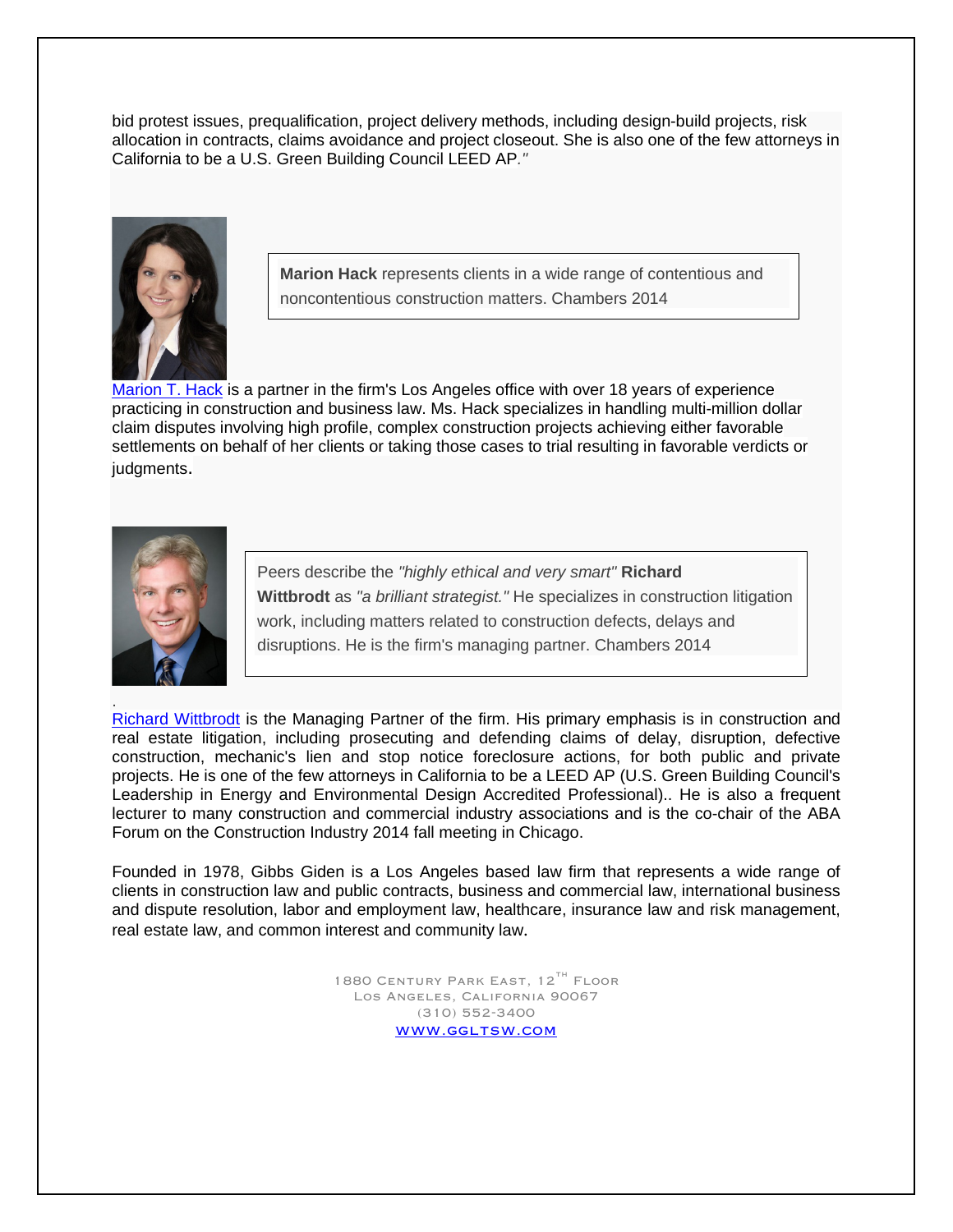bid protest issues, prequalification, project delivery methods, including design-build projects, risk allocation in contracts, claims avoidance and project closeout. She is also one of the few attorneys in California to be a U.S. Green Building Council LEED AP."

**Marion Hack** represents clients in a wide range of contentious and noncontentious construction matters. Chambers 2014

Marion T. Hack is a partner in the firm's Los Angeles office with over 18 years of experience practicing in construction and business law. Ms. Hack specializes in handling multi-million dollar claim disputes involving high profile, complex construction projects achieving either favorable settlements on behalf of her clients or taking those cases to trial resulting in favorable verdicts or judgments.

Peers describe the *"highly ethical and very smart"* **Richard Wittbrodt** as *"a brilliant strategist."* He specializes in construction litigation work, including matters related to construction defects, delays and disruptions. He is the firm's managing partner. Chambers 2014

Richard Wittbrodt is the Managing Partner of the firm. His primary emphasis is in construction and real estate litigation, including prosecuting and defending claims of delay, disruption, defective construction, mechanic's lien and stop notice foreclosure actions, for both public and private projects. He is one of the few attorneys in California to be a LEED AP (U.S. Green Building Council's Leadership in Energy and Environmental Design Accredited Professional).. He is also a frequent lecturer to many construction and commercial industry associations and is the co-chair of the ABA Forum on the Construction Industry 2014 fall meeting in Chicago.

Founded in 1978, Gibbs Giden is a Los Angeles based law firm that represents a wide range of clients in construction law and public contracts, business and commercial law, international business and dispute resolution, labor and employment law, healthcare, insurance law and risk management, real estate law, and common interest and community law.

1880 Century Park East, 12th Floor
Los Angeles, California 90067
(310) 552-3400
www.ggltsw.com